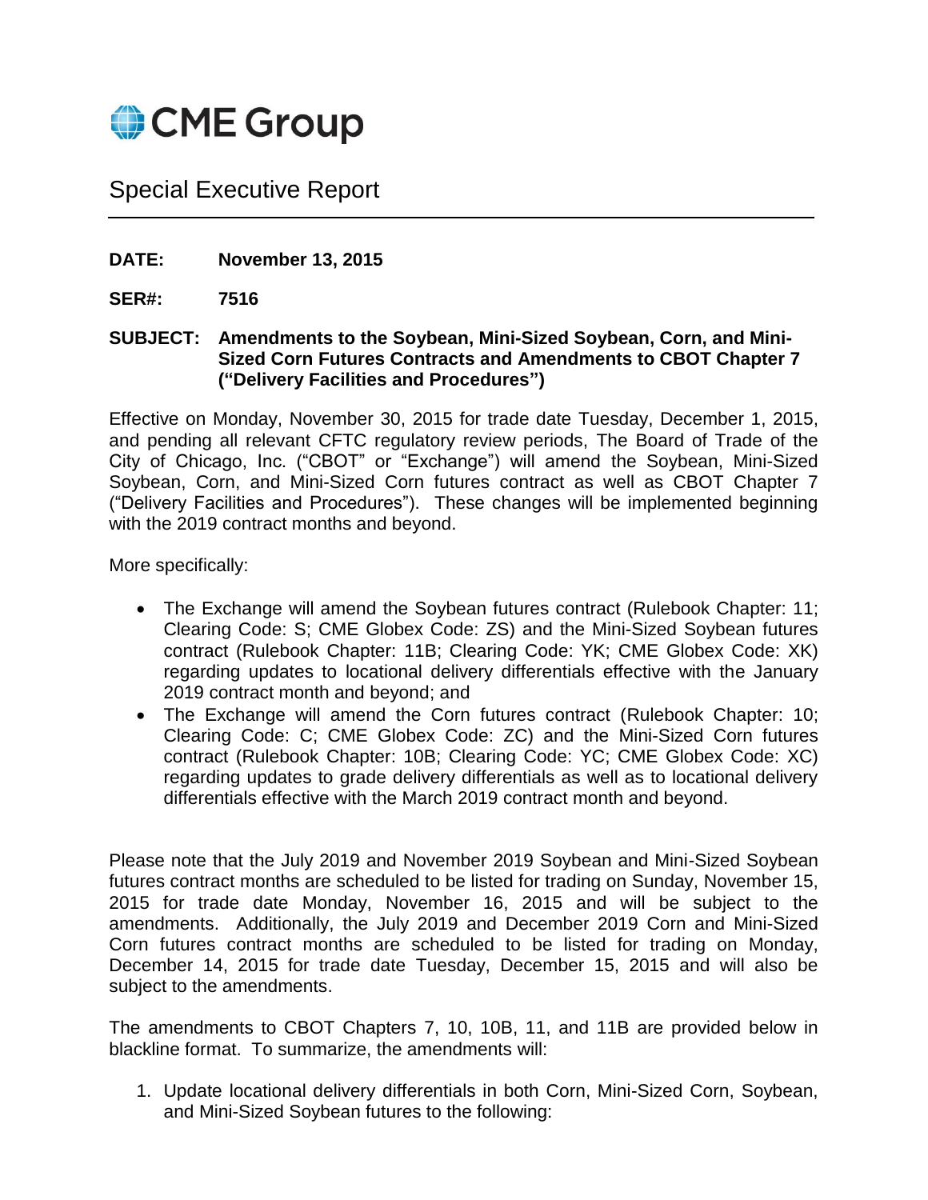CME Group

# Special Executive Report

**DATE:** **November 13, 2015**

**SER#:** **7516**

**SUBJECT:** **Amendments to the Soybean, Mini-Sized Soybean, Corn, and Mini-Sized Corn Futures Contracts and Amendments to CBOT Chapter 7 ("Delivery Facilities and Procedures")**

Effective on Monday, November 30, 2015 for trade date Tuesday, December 1, 2015, and pending all relevant CFTC regulatory review periods, The Board of Trade of the City of Chicago, Inc. ("CBOT" or "Exchange") will amend the Soybean, Mini-Sized Soybean, Corn, and Mini-Sized Corn futures contract as well as CBOT Chapter 7 ("Delivery Facilities and Procedures"). These changes will be implemented beginning with the 2019 contract months and beyond.

More specifically:

- The Exchange will amend the Soybean futures contract (Rulebook Chapter: 11; Clearing Code: S; CME Globex Code: ZS) and the Mini-Sized Soybean futures contract (Rulebook Chapter: 11B; Clearing Code: YK; CME Globex Code: XK) regarding updates to locational delivery differentials effective with the January 2019 contract month and beyond; and
- The Exchange will amend the Corn futures contract (Rulebook Chapter: 10; Clearing Code: C; CME Globex Code: ZC) and the Mini-Sized Corn futures contract (Rulebook Chapter: 10B; Clearing Code: YC; CME Globex Code: XC) regarding updates to grade delivery differentials as well as to locational delivery differentials effective with the March 2019 contract month and beyond.

Please note that the July 2019 and November 2019 Soybean and Mini-Sized Soybean futures contract months are scheduled to be listed for trading on Sunday, November 15, 2015 for trade date Monday, November 16, 2015 and will be subject to the amendments. Additionally, the July 2019 and December 2019 Corn and Mini-Sized Corn futures contract months are scheduled to be listed for trading on Monday, December 14, 2015 for trade date Tuesday, December 15, 2015 and will also be subject to the amendments.

The amendments to CBOT Chapters 7, 10, 10B, 11, and 11B are provided below in blackline format. To summarize, the amendments will:

1. Update locational delivery differentials in both Corn, Mini-Sized Corn, Soybean, and Mini-Sized Soybean futures to the following: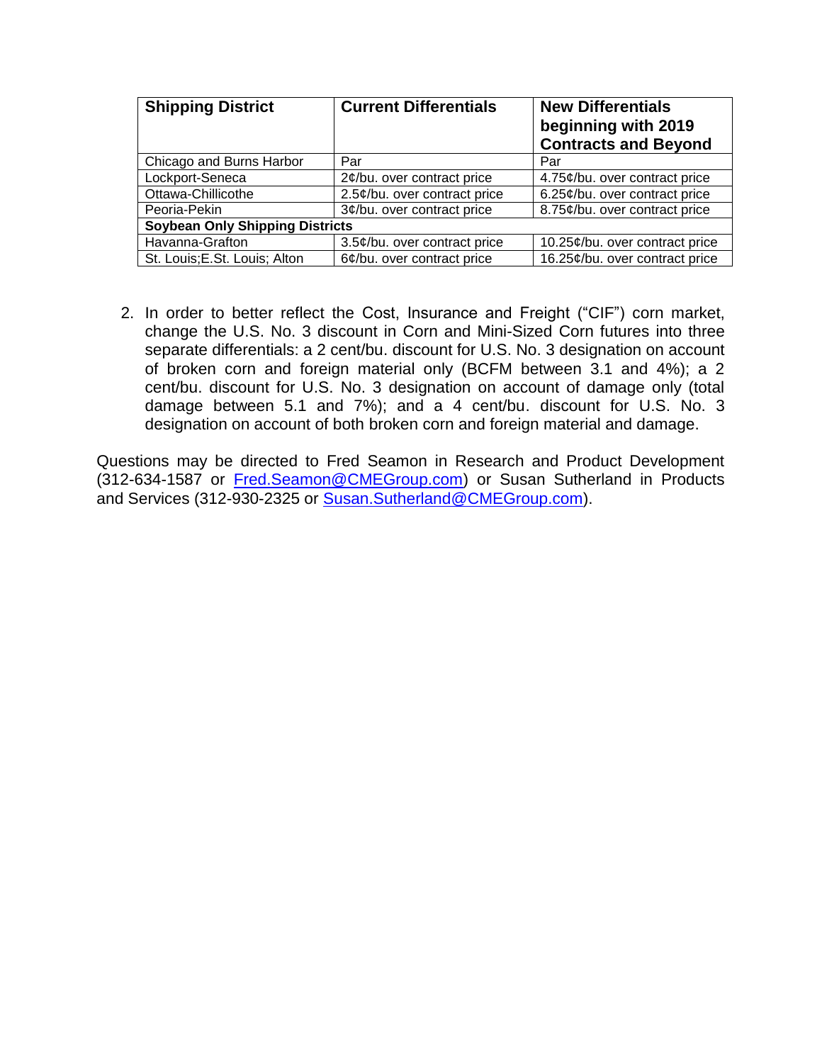| Shipping District | Current Differentials | New Differentials beginning with 2019 Contracts and Beyond |
|---|---|---|
| Chicago and Burns Harbor | Par | Par |
| Lockport-Seneca | 2¢/bu. over contract price | 4.75¢/bu. over contract price |
| Ottawa-Chillicothe | 2.5¢/bu. over contract price | 6.25¢/bu. over contract price |
| Peoria-Pekin | 3¢/bu. over contract price | 8.75¢/bu. over contract price |
| **Soybean Only Shipping Districts** | | |
| Havanna-Grafton | 3.5¢/bu. over contract price | 10.25¢/bu. over contract price |
| St. Louis;E.St. Louis; Alton | 6¢/bu. over contract price | 16.25¢/bu. over contract price |

2. In order to better reflect the Cost, Insurance and Freight ("CIF") corn market, change the U.S. No. 3 discount in Corn and Mini-Sized Corn futures into three separate differentials: a 2 cent/bu. discount for U.S. No. 3 designation on account of broken corn and foreign material only (BCFM between 3.1 and 4%); a 2 cent/bu. discount for U.S. No. 3 designation on account of damage only (total damage between 5.1 and 7%); and a 4 cent/bu. discount for U.S. No. 3 designation on account of both broken corn and foreign material and damage.

Questions may be directed to Fred Seamon in Research and Product Development (312-634-1587 or Fred.Seamon@CMEGroup.com) or Susan Sutherland in Products and Services (312-930-2325 or Susan.Sutherland@CMEGroup.com).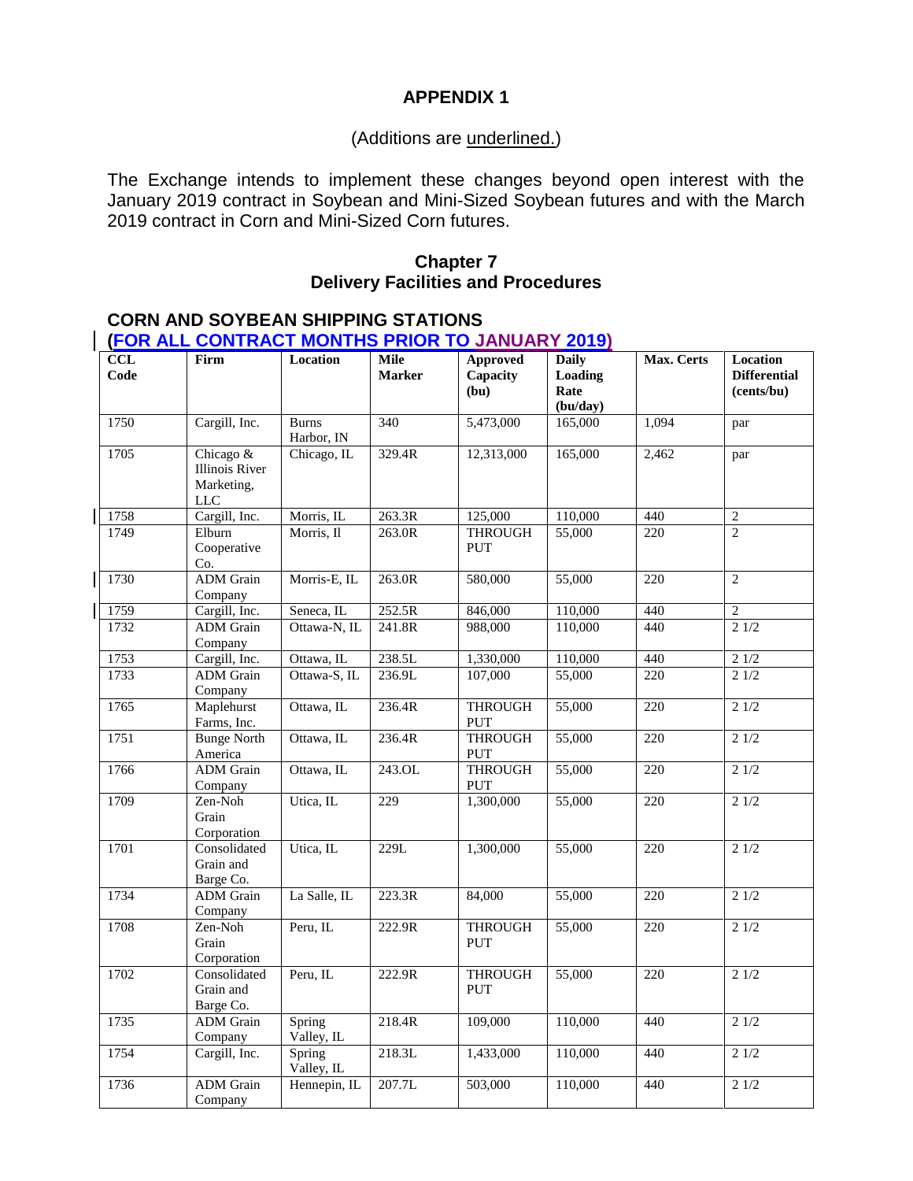# APPENDIX 1

(Additions are <u>underlined.</u>)

The Exchange intends to implement these changes beyond open interest with the January 2019 contract in Soybean and Mini-Sized Soybean futures and with the March 2019 contract in Corn and Mini-Sized Corn futures.

## Chapter 7
## Delivery Facilities and Procedures

### CORN AND SOYBEAN SHIPPING STATIONS
### <u>(FOR ALL CONTRACT MONTHS PRIOR TO JANUARY 2019)</u>

| CCL Code | Firm | Location | Mile Marker | Approved Capacity (bu) | Daily Loading Rate (bu/day) | Max. Certs | Location Differential (cents/bu) |
|---|---|---|---|---|---|---|---|
| 1750 | Cargill, Inc. | Burns Harbor, IN | 340 | 5,473,000 | 165,000 | 1,094 | par |
| 1705 | Chicago & Illinois River Marketing, LLC | Chicago, IL | 329.4R | 12,313,000 | 165,000 | 2,462 | par |
| 1758 | Cargill, Inc. | Morris, IL | 263.3R | 125,000 | 110,000 | 440 | 2 |
| 1749 | Elburn Cooperative Co. | Morris, Il | 263.0R | THROUGH PUT | 55,000 | 220 | 2 |
| 1730 | ADM Grain Company | Morris-E, IL | 263.0R | 580,000 | 55,000 | 220 | 2 |
| 1759 | Cargill, Inc. | Seneca, IL | 252.5R | 846,000 | 110,000 | 440 | 2 |
| 1732 | ADM Grain Company | Ottawa-N, IL | 241.8R | 988,000 | 110,000 | 440 | 2 1/2 |
| 1753 | Cargill, Inc. | Ottawa, IL | 238.5L | 1,330,000 | 110,000 | 440 | 2 1/2 |
| 1733 | ADM Grain Company | Ottawa-S, IL | 236.9L | 107,000 | 55,000 | 220 | 2 1/2 |
| 1765 | Maplehurst Farms, Inc. | Ottawa, IL | 236.4R | THROUGH PUT | 55,000 | 220 | 2 1/2 |
| 1751 | Bunge North America | Ottawa, IL | 236.4R | THROUGH PUT | 55,000 | 220 | 2 1/2 |
| 1766 | ADM Grain Company | Ottawa, IL | 243.OL | THROUGH PUT | 55,000 | 220 | 2 1/2 |
| 1709 | Zen-Noh Grain Corporation | Utica, IL | 229 | 1,300,000 | 55,000 | 220 | 2 1/2 |
| 1701 | Consolidated Grain and Barge Co. | Utica, IL | 229L | 1,300,000 | 55,000 | 220 | 2 1/2 |
| 1734 | ADM Grain Company | La Salle, IL | 223.3R | 84,000 | 55,000 | 220 | 2 1/2 |
| 1708 | Zen-Noh Grain Corporation | Peru, IL | 222.9R | THROUGH PUT | 55,000 | 220 | 2 1/2 |
| 1702 | Consolidated Grain and Barge Co. | Peru, IL | 222.9R | THROUGH PUT | 55,000 | 220 | 2 1/2 |
| 1735 | ADM Grain Company | Spring Valley, IL | 218.4R | 109,000 | 110,000 | 440 | 2 1/2 |
| 1754 | Cargill, Inc. | Spring Valley, IL | 218.3L | 1,433,000 | 110,000 | 440 | 2 1/2 |
| 1736 | ADM Grain Company | Hennepin, IL | 207.7L | 503,000 | 110,000 | 440 | 2 1/2 |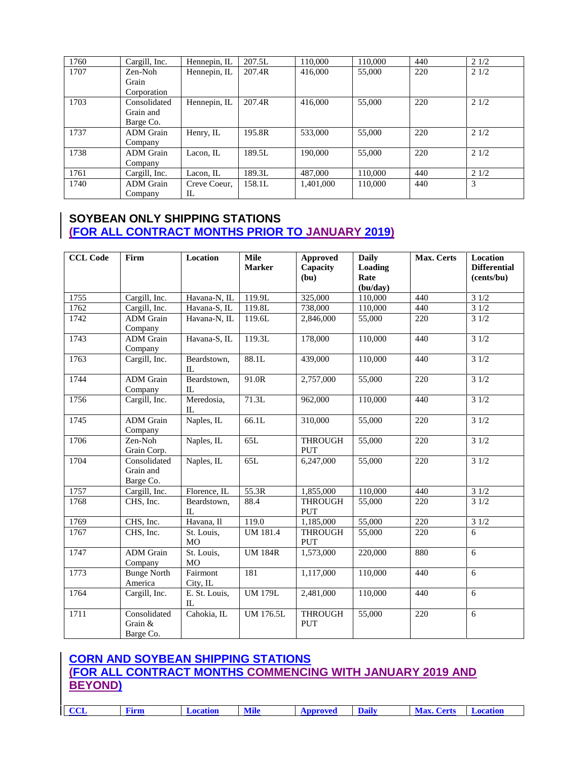| | | | | | | | |
|---|---|---|---|---|---|---|---|
| 1760 | Cargill, Inc. | Hennepin, IL | 207.5L | 110,000 | 110,000 | 440 | 2 1/2 |
| 1707 | Zen-Noh Grain Corporation | Hennepin, IL | 207.4R | 416,000 | 55,000 | 220 | 2 1/2 |
| 1703 | Consolidated Grain and Barge Co. | Hennepin, IL | 207.4R | 416,000 | 55,000 | 220 | 2 1/2 |
| 1737 | ADM Grain Company | Henry, IL | 195.8R | 533,000 | 55,000 | 220 | 2 1/2 |
| 1738 | ADM Grain Company | Lacon, IL | 189.5L | 190,000 | 55,000 | 220 | 2 1/2 |
| 1761 | Cargill, Inc. | Lacon, IL | 189.3L | 487,000 | 110,000 | 440 | 2 1/2 |
| 1740 | ADM Grain Company | Creve Coeur, IL | 158.1L | 1,401,000 | 110,000 | 440 | 3 |

## SOYBEAN ONLY SHIPPING STATIONS
## (FOR ALL CONTRACT MONTHS PRIOR TO JANUARY 2019)

| CCL Code | Firm | Location | Mile Marker | Approved Capacity (bu) | Daily Loading Rate (bu/day) | Max. Certs | Location Differential (cents/bu) |
|---|---|---|---|---|---|---|---|
| 1755 | Cargill, Inc. | Havana-N, IL | 119.9L | 325,000 | 110,000 | 440 | 3 1/2 |
| 1762 | Cargill, Inc. | Havana-S, IL | 119.8L | 738,000 | 110,000 | 440 | 3 1/2 |
| 1742 | ADM Grain Company | Havana-N, IL | 119.6L | 2,846,000 | 55,000 | 220 | 3 1/2 |
| 1743 | ADM Grain Company | Havana-S, IL | 119.3L | 178,000 | 110,000 | 440 | 3 1/2 |
| 1763 | Cargill, Inc. | Beardstown, IL | 88.1L | 439,000 | 110,000 | 440 | 3 1/2 |
| 1744 | ADM Grain Company | Beardstown, IL | 91.0R | 2,757,000 | 55,000 | 220 | 3 1/2 |
| 1756 | Cargill, Inc. | Meredosia, IL | 71.3L | 962,000 | 110,000 | 440 | 3 1/2 |
| 1745 | ADM Grain Company | Naples, IL | 66.1L | 310,000 | 55,000 | 220 | 3 1/2 |
| 1706 | Zen-Noh Grain Corp. | Naples, IL | 65L | THROUGH PUT | 55,000 | 220 | 3 1/2 |
| 1704 | Consolidated Grain and Barge Co. | Naples, IL | 65L | 6,247,000 | 55,000 | 220 | 3 1/2 |
| 1757 | Cargill, Inc. | Florence, IL | 55.3R | 1,855,000 | 110,000 | 440 | 3 1/2 |
| 1768 | CHS, Inc. | Beardstown, IL | 88.4 | THROUGH PUT | 55,000 | 220 | 3 1/2 |
| 1769 | CHS, Inc. | Havana, Il | 119.0 | 1,185,000 | 55,000 | 220 | 3 1/2 |
| 1767 | CHS, Inc. | St. Louis, MO | UM 181.4 | THROUGH PUT | 55,000 | 220 | 6 |
| 1747 | ADM Grain Company | St. Louis, MO | UM 184R | 1,573,000 | 220,000 | 880 | 6 |
| 1773 | Bunge North America | Fairmont City, IL | 181 | 1,117,000 | 110,000 | 440 | 6 |
| 1764 | Cargill, Inc. | E. St. Louis, IL | UM 179L | 2,481,000 | 110,000 | 440 | 6 |
| 1711 | Consolidated Grain & Barge Co. | Cahokia, IL | UM 176.5L | THROUGH PUT | 55,000 | 220 | 6 |

## CORN AND SOYBEAN SHIPPING STATIONS
## (FOR ALL CONTRACT MONTHS COMMENCING WITH JANUARY 2019 AND BEYOND)

| CCL | Firm | Location | Mile | Approved | Daily | Max. Certs | Location |
|---|---|---|---|---|---|---|---|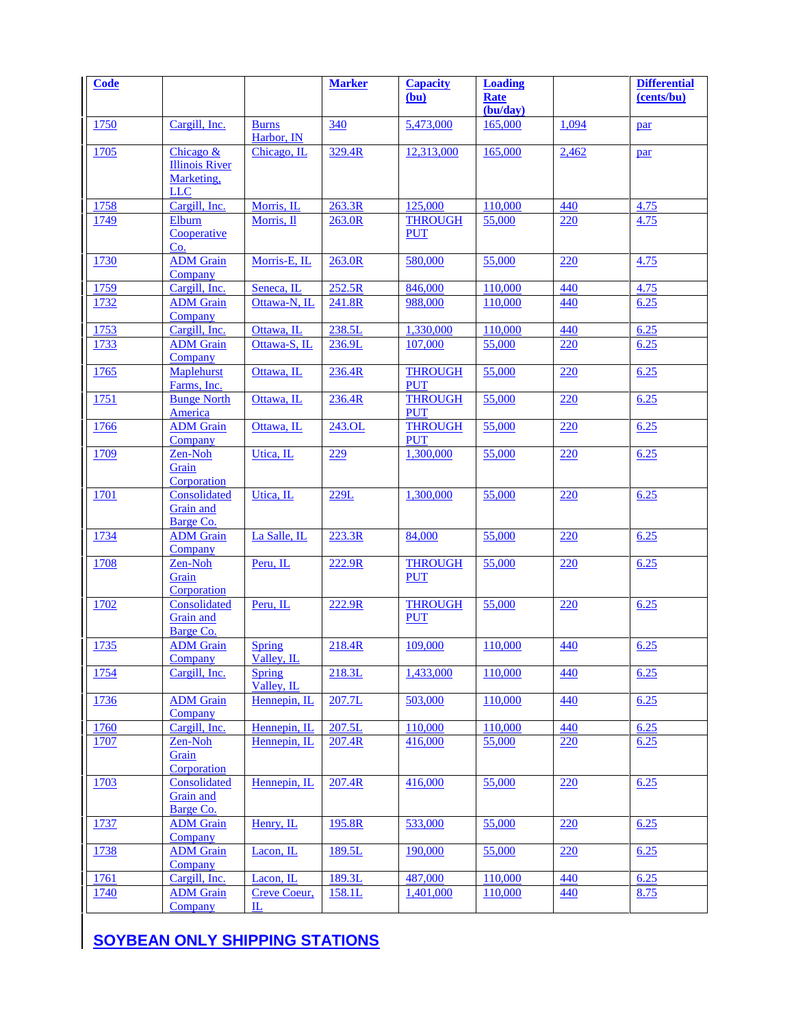| Code | | | Marker | Capacity (bu) | Loading Rate (bu/day) | | Differential (cents/bu) |
|---|---|---|---|---|---|---|---|
| 1750 | Cargill, Inc. | Burns Harbor, IN | 340 | 5,473,000 | 165,000 | 1,094 | par |
| 1705 | Chicago & Illinois River Marketing, LLC | Chicago, IL | 329.4R | 12,313,000 | 165,000 | 2,462 | par |
| 1758 | Cargill, Inc. | Morris, IL | 263.3R | 125,000 | 110,000 | 440 | 4.75 |
| 1749 | Elburn Cooperative Co. | Morris, Il | 263.0R | THROUGH PUT | 55,000 | 220 | 4.75 |
| 1730 | ADM Grain Company | Morris-E, IL | 263.0R | 580,000 | 55,000 | 220 | 4.75 |
| 1759 | Cargill, Inc. | Seneca, IL | 252.5R | 846,000 | 110,000 | 440 | 4.75 |
| 1732 | ADM Grain Company | Ottawa-N, IL | 241.8R | 988,000 | 110,000 | 440 | 6.25 |
| 1753 | Cargill, Inc. | Ottawa, IL | 238.5L | 1,330,000 | 110,000 | 440 | 6.25 |
| 1733 | ADM Grain Company | Ottawa-S, IL | 236.9L | 107,000 | 55,000 | 220 | 6.25 |
| 1765 | Maplehurst Farms, Inc. | Ottawa, IL | 236.4R | THROUGH PUT | 55,000 | 220 | 6.25 |
| 1751 | Bunge North America | Ottawa, IL | 236.4R | THROUGH PUT | 55,000 | 220 | 6.25 |
| 1766 | ADM Grain Company | Ottawa, IL | 243.OL | THROUGH PUT | 55,000 | 220 | 6.25 |
| 1709 | Zen-Noh Grain Corporation | Utica, IL | 229 | 1,300,000 | 55,000 | 220 | 6.25 |
| 1701 | Consolidated Grain and Barge Co. | Utica, IL | 229L | 1,300,000 | 55,000 | 220 | 6.25 |
| 1734 | ADM Grain Company | La Salle, IL | 223.3R | 84,000 | 55,000 | 220 | 6.25 |
| 1708 | Zen-Noh Grain Corporation | Peru, IL | 222.9R | THROUGH PUT | 55,000 | 220 | 6.25 |
| 1702 | Consolidated Grain and Barge Co. | Peru, IL | 222.9R | THROUGH PUT | 55,000 | 220 | 6.25 |
| 1735 | ADM Grain Company | Spring Valley, IL | 218.4R | 109,000 | 110,000 | 440 | 6.25 |
| 1754 | Cargill, Inc. | Spring Valley, IL | 218.3L | 1,433,000 | 110,000 | 440 | 6.25 |
| 1736 | ADM Grain Company | Hennepin, IL | 207.7L | 503,000 | 110,000 | 440 | 6.25 |
| 1760 | Cargill, Inc. | Hennepin, IL | 207.5L | 110,000 | 110,000 | 440 | 6.25 |
| 1707 | Zen-Noh Grain Corporation | Hennepin, IL | 207.4R | 416,000 | 55,000 | 220 | 6.25 |
| 1703 | Consolidated Grain and Barge Co. | Hennepin, IL | 207.4R | 416,000 | 55,000 | 220 | 6.25 |
| 1737 | ADM Grain Company | Henry, IL | 195.8R | 533,000 | 55,000 | 220 | 6.25 |
| 1738 | ADM Grain Company | Lacon, IL | 189.5L | 190,000 | 55,000 | 220 | 6.25 |
| 1761 | Cargill, Inc. | Lacon, IL | 189.3L | 487,000 | 110,000 | 440 | 6.25 |
| 1740 | ADM Grain Company | Creve Coeur, IL | 158.1L | 1,401,000 | 110,000 | 440 | 8.75 |

## SOYBEAN ONLY SHIPPING STATIONS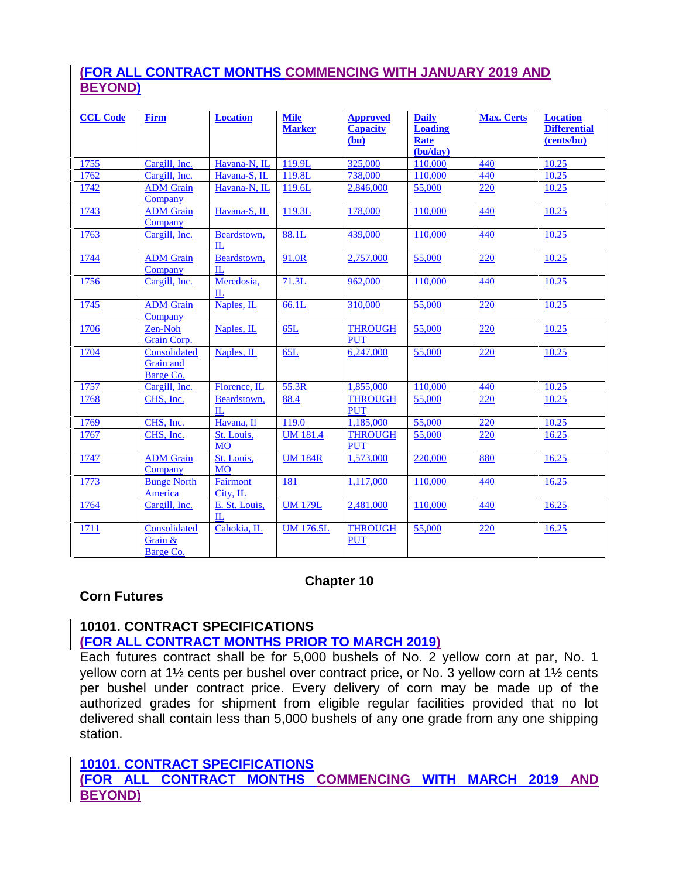**(FOR ALL CONTRACT MONTHS COMMENCING WITH JANUARY 2019 AND BEYOND)**

| CCL Code | Firm | Location | Mile Marker | Approved Capacity (bu) | Daily Loading Rate (bu/day) | Max. Certs | Location Differential (cents/bu) |
|---|---|---|---|---|---|---|---|
| 1755 | Cargill, Inc. | Havana-N, IL | 119.9L | 325,000 | 110,000 | 440 | 10.25 |
| 1762 | Cargill, Inc. | Havana-S, IL | 119.8L | 738,000 | 110,000 | 440 | 10.25 |
| 1742 | ADM Grain Company | Havana-N, IL | 119.6L | 2,846,000 | 55,000 | 220 | 10.25 |
| 1743 | ADM Grain Company | Havana-S, IL | 119.3L | 178,000 | 110,000 | 440 | 10.25 |
| 1763 | Cargill, Inc. | Beardstown, IL | 88.1L | 439,000 | 110,000 | 440 | 10.25 |
| 1744 | ADM Grain Company | Beardstown, IL | 91.0R | 2,757,000 | 55,000 | 220 | 10.25 |
| 1756 | Cargill, Inc. | Meredosia, IL | 71.3L | 962,000 | 110,000 | 440 | 10.25 |
| 1745 | ADM Grain Company | Naples, IL | 66.1L | 310,000 | 55,000 | 220 | 10.25 |
| 1706 | Zen-Noh Grain Corp. | Naples, IL | 65L | THROUGH PUT | 55,000 | 220 | 10.25 |
| 1704 | Consolidated Grain and Barge Co. | Naples, IL | 65L | 6,247,000 | 55,000 | 220 | 10.25 |
| 1757 | Cargill, Inc. | Florence, IL | 55.3R | 1,855,000 | 110,000 | 440 | 10.25 |
| 1768 | CHS, Inc. | Beardstown, IL | 88.4 | THROUGH PUT | 55,000 | 220 | 10.25 |
| 1769 | CHS, Inc. | Havana, Il | 119.0 | 1,185,000 | 55,000 | 220 | 10.25 |
| 1767 | CHS, Inc. | St. Louis, MO | UM 181.4 | THROUGH PUT | 55,000 | 220 | 16.25 |
| 1747 | ADM Grain Company | St. Louis, MO | UM 184R | 1,573,000 | 220,000 | 880 | 16.25 |
| 1773 | Bunge North America | Fairmont City, IL | 181 | 1,117,000 | 110,000 | 440 | 16.25 |
| 1764 | Cargill, Inc. | E. St. Louis, IL | UM 179L | 2,481,000 | 110,000 | 440 | 16.25 |
| 1711 | Consolidated Grain & Barge Co. | Cahokia, IL | UM 176.5L | THROUGH PUT | 55,000 | 220 | 16.25 |

# Chapter 10

## Corn Futures

### 10101. CONTRACT SPECIFICATIONS
**(FOR ALL CONTRACT MONTHS PRIOR TO MARCH 2019)**

Each futures contract shall be for 5,000 bushels of No. 2 yellow corn at par, No. 1 yellow corn at 1½ cents per bushel over contract price, or No. 3 yellow corn at 1½ cents per bushel under contract price. Every delivery of corn may be made up of the authorized grades for shipment from eligible regular facilities provided that no lot delivered shall contain less than 5,000 bushels of any one grade from any one shipping station.

### 10101. CONTRACT SPECIFICATIONS
**(FOR ALL CONTRACT MONTHS COMMENCING WITH MARCH 2019 AND BEYOND)**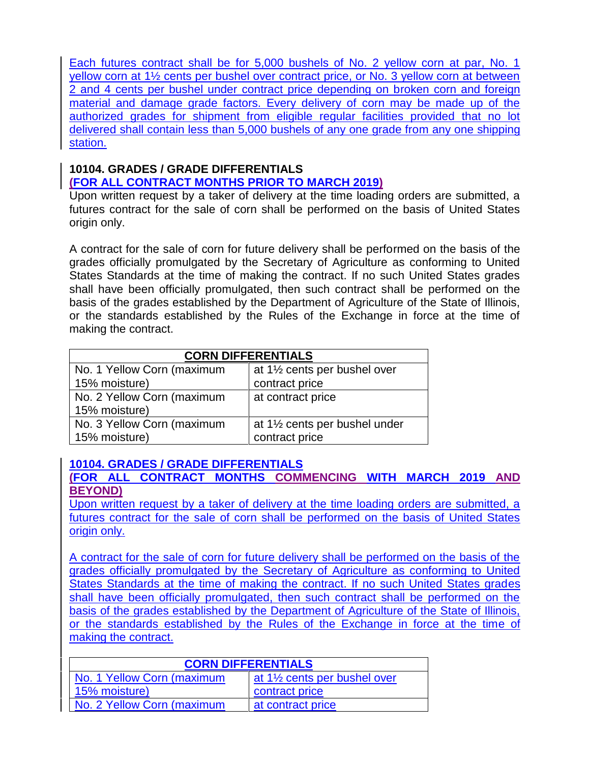Each futures contract shall be for 5,000 bushels of No. 2 yellow corn at par, No. 1 yellow corn at 1½ cents per bushel over contract price, or No. 3 yellow corn at between 2 and 4 cents per bushel under contract price depending on broken corn and foreign material and damage grade factors. Every delivery of corn may be made up of the authorized grades for shipment from eligible regular facilities provided that no lot delivered shall contain less than 5,000 bushels of any one grade from any one shipping station.

**10104. GRADES / GRADE DIFFERENTIALS**
**(FOR ALL CONTRACT MONTHS PRIOR TO MARCH 2019)**

Upon written request by a taker of delivery at the time loading orders are submitted, a futures contract for the sale of corn shall be performed on the basis of United States origin only.

A contract for the sale of corn for future delivery shall be performed on the basis of the grades officially promulgated by the Secretary of Agriculture as conforming to United States Standards at the time of making the contract. If no such United States grades shall have been officially promulgated, then such contract shall be performed on the basis of the grades established by the Department of Agriculture of the State of Illinois, or the standards established by the Rules of the Exchange in force at the time of making the contract.

| CORN DIFFERENTIALS | |
|---|---|
| No. 1 Yellow Corn (maximum 15% moisture) | at 1½ cents per bushel over contract price |
| No. 2 Yellow Corn (maximum 15% moisture) | at contract price |
| No. 3 Yellow Corn (maximum 15% moisture) | at 1½ cents per bushel under contract price |

**10104. GRADES / GRADE DIFFERENTIALS**
**(FOR ALL CONTRACT MONTHS COMMENCING WITH MARCH 2019 AND BEYOND)**

Upon written request by a taker of delivery at the time loading orders are submitted, a futures contract for the sale of corn shall be performed on the basis of United States origin only.

A contract for the sale of corn for future delivery shall be performed on the basis of the grades officially promulgated by the Secretary of Agriculture as conforming to United States Standards at the time of making the contract. If no such United States grades shall have been officially promulgated, then such contract shall be performed on the basis of the grades established by the Department of Agriculture of the State of Illinois, or the standards established by the Rules of the Exchange in force at the time of making the contract.

| CORN DIFFERENTIALS | |
|---|---|
| No. 1 Yellow Corn (maximum 15% moisture) | at 1½ cents per bushel over contract price |
| No. 2 Yellow Corn (maximum | at contract price |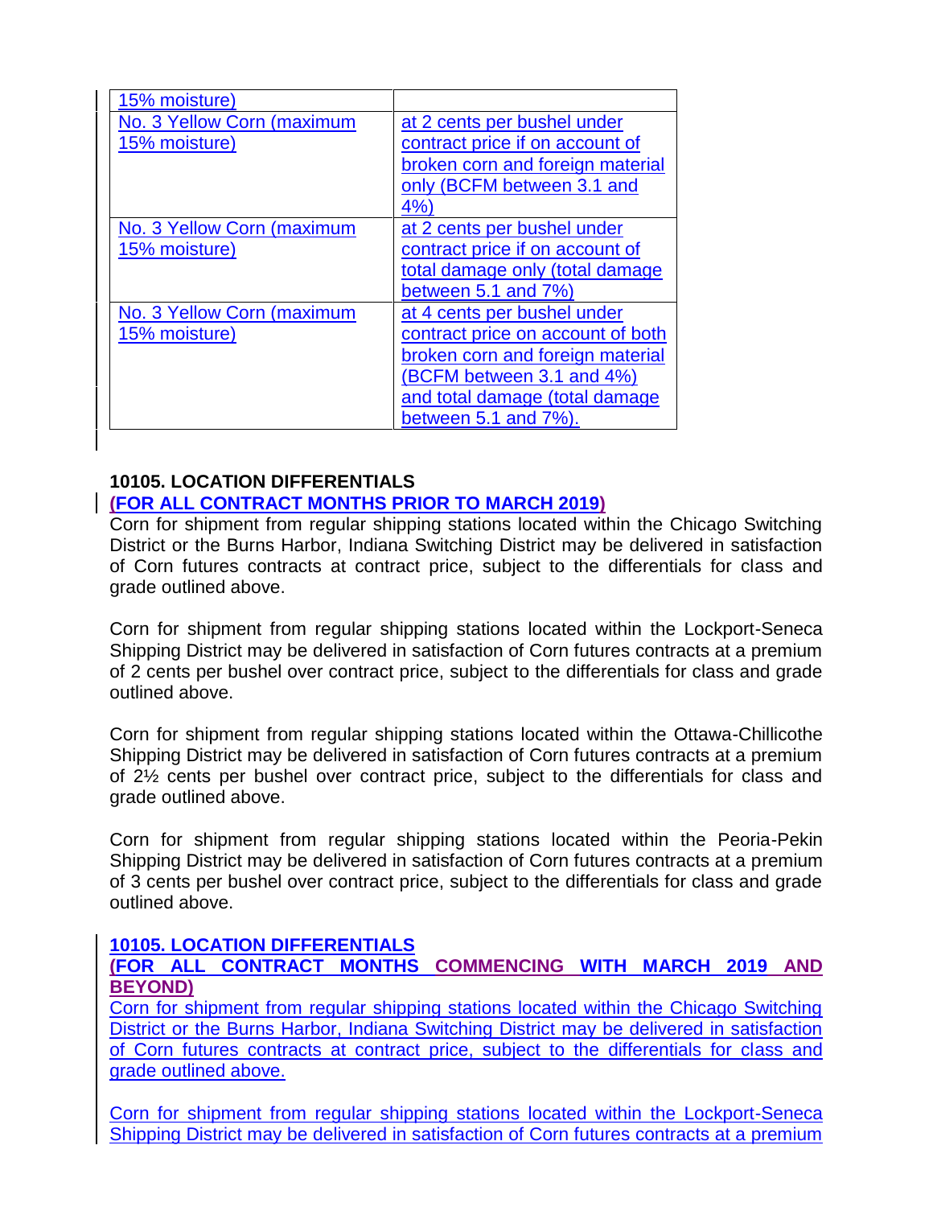| 15% moisture) | |
|---|---|
| No. 3 Yellow Corn (maximum 15% moisture) | at 2 cents per bushel under contract price if on account of broken corn and foreign material only (BCFM between 3.1 and 4%) |
| No. 3 Yellow Corn (maximum 15% moisture) | at 2 cents per bushel under contract price if on account of total damage only (total damage between 5.1 and 7%) |
| No. 3 Yellow Corn (maximum 15% moisture) | at 4 cents per bushel under contract price on account of both broken corn and foreign material (BCFM between 3.1 and 4%) and total damage (total damage between 5.1 and 7%). |

**10105. LOCATION DIFFERENTIALS**
**(FOR ALL CONTRACT MONTHS PRIOR TO MARCH 2019)**

Corn for shipment from regular shipping stations located within the Chicago Switching District or the Burns Harbor, Indiana Switching District may be delivered in satisfaction of Corn futures contracts at contract price, subject to the differentials for class and grade outlined above.

Corn for shipment from regular shipping stations located within the Lockport-Seneca Shipping District may be delivered in satisfaction of Corn futures contracts at a premium of 2 cents per bushel over contract price, subject to the differentials for class and grade outlined above.

Corn for shipment from regular shipping stations located within the Ottawa-Chillicothe Shipping District may be delivered in satisfaction of Corn futures contracts at a premium of 2½ cents per bushel over contract price, subject to the differentials for class and grade outlined above.

Corn for shipment from regular shipping stations located within the Peoria-Pekin Shipping District may be delivered in satisfaction of Corn futures contracts at a premium of 3 cents per bushel over contract price, subject to the differentials for class and grade outlined above.

**10105. LOCATION DIFFERENTIALS**
**(FOR ALL CONTRACT MONTHS COMMENCING WITH MARCH 2019 AND BEYOND)**

Corn for shipment from regular shipping stations located within the Chicago Switching District or the Burns Harbor, Indiana Switching District may be delivered in satisfaction of Corn futures contracts at contract price, subject to the differentials for class and grade outlined above.

Corn for shipment from regular shipping stations located within the Lockport-Seneca Shipping District may be delivered in satisfaction of Corn futures contracts at a premium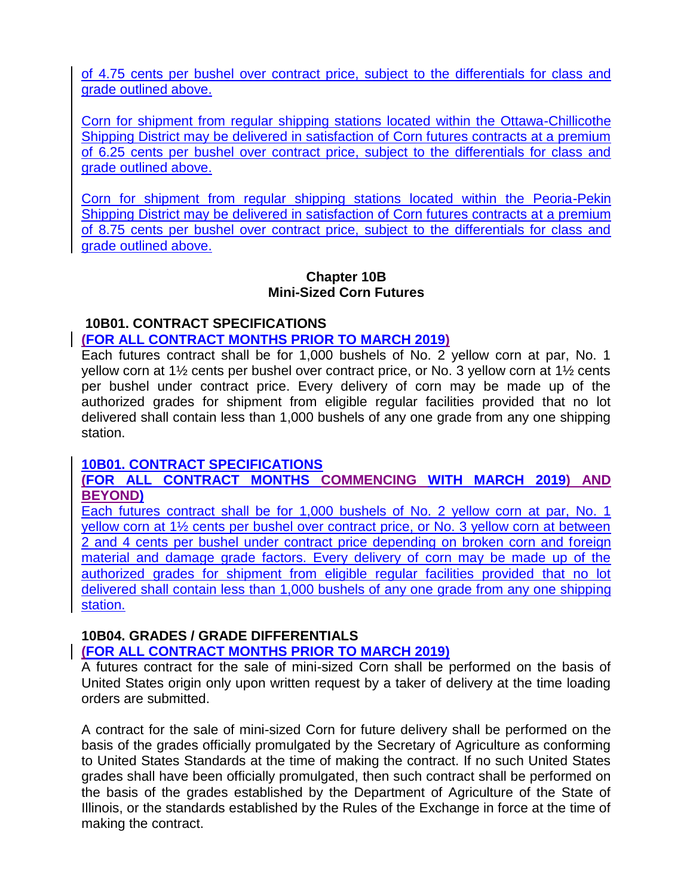of 4.75 cents per bushel over contract price, subject to the differentials for class and grade outlined above.

Corn for shipment from regular shipping stations located within the Ottawa-Chillicothe Shipping District may be delivered in satisfaction of Corn futures contracts at a premium of 6.25 cents per bushel over contract price, subject to the differentials for class and grade outlined above.

Corn for shipment from regular shipping stations located within the Peoria-Pekin Shipping District may be delivered in satisfaction of Corn futures contracts at a premium of 8.75 cents per bushel over contract price, subject to the differentials for class and grade outlined above.

## Chapter 10B
## Mini-Sized Corn Futures

### 10B01. CONTRACT SPECIFICATIONS

**(FOR ALL CONTRACT MONTHS PRIOR TO MARCH 2019)**

Each futures contract shall be for 1,000 bushels of No. 2 yellow corn at par, No. 1 yellow corn at 1½ cents per bushel over contract price, or No. 3 yellow corn at 1½ cents per bushel under contract price. Every delivery of corn may be made up of the authorized grades for shipment from eligible regular facilities provided that no lot delivered shall contain less than 1,000 bushels of any one grade from any one shipping station.

### 10B01. CONTRACT SPECIFICATIONS

**(FOR ALL CONTRACT MONTHS COMMENCING WITH MARCH 2019) AND BEYOND)**

Each futures contract shall be for 1,000 bushels of No. 2 yellow corn at par, No. 1 yellow corn at 1½ cents per bushel over contract price, or No. 3 yellow corn at between 2 and 4 cents per bushel under contract price depending on broken corn and foreign material and damage grade factors. Every delivery of corn may be made up of the authorized grades for shipment from eligible regular facilities provided that no lot delivered shall contain less than 1,000 bushels of any one grade from any one shipping station.

### 10B04. GRADES / GRADE DIFFERENTIALS

**(FOR ALL CONTRACT MONTHS PRIOR TO MARCH 2019)**

A futures contract for the sale of mini-sized Corn shall be performed on the basis of United States origin only upon written request by a taker of delivery at the time loading orders are submitted.

A contract for the sale of mini-sized Corn for future delivery shall be performed on the basis of the grades officially promulgated by the Secretary of Agriculture as conforming to United States Standards at the time of making the contract. If no such United States grades shall have been officially promulgated, then such contract shall be performed on the basis of the grades established by the Department of Agriculture of the State of Illinois, or the standards established by the Rules of the Exchange in force at the time of making the contract.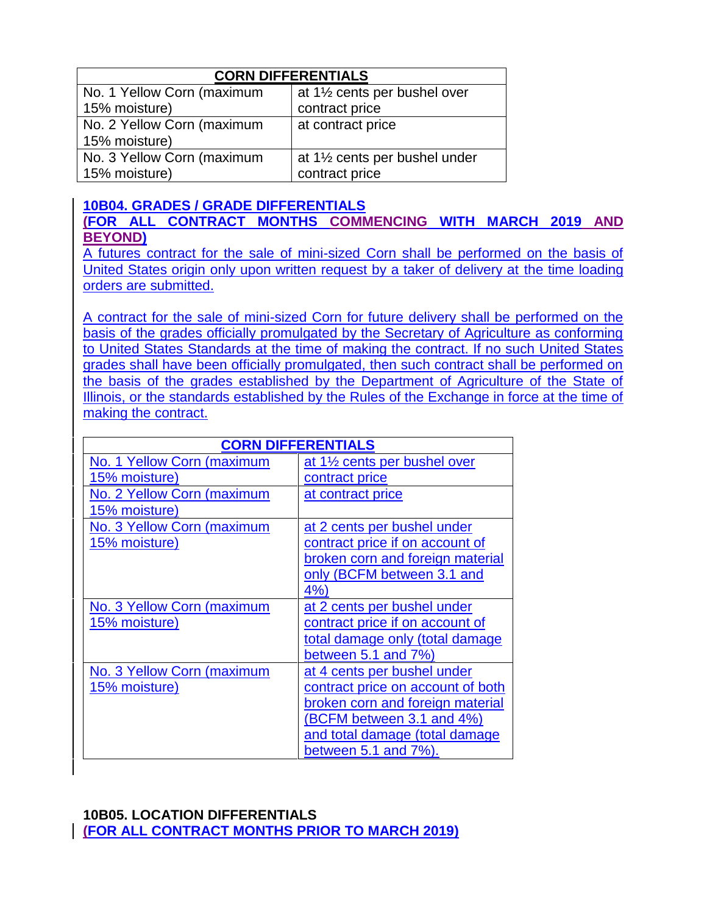| CORN DIFFERENTIALS | |
|---|---|
| No. 1 Yellow Corn (maximum 15% moisture) | at 1½ cents per bushel over contract price |
| No. 2 Yellow Corn (maximum 15% moisture) | at contract price |
| No. 3 Yellow Corn (maximum 15% moisture) | at 1½ cents per bushel under contract price |

**10B04. GRADES / GRADE DIFFERENTIALS**
**(FOR ALL CONTRACT MONTHS COMMENCING WITH MARCH 2019 AND BEYOND)**

A futures contract for the sale of mini-sized Corn shall be performed on the basis of United States origin only upon written request by a taker of delivery at the time loading orders are submitted.

A contract for the sale of mini-sized Corn for future delivery shall be performed on the basis of the grades officially promulgated by the Secretary of Agriculture as conforming to United States Standards at the time of making the contract. If no such United States grades shall have been officially promulgated, then such contract shall be performed on the basis of the grades established by the Department of Agriculture of the State of Illinois, or the standards established by the Rules of the Exchange in force at the time of making the contract.

| CORN DIFFERENTIALS | |
|---|---|
| No. 1 Yellow Corn (maximum 15% moisture) | at 1½ cents per bushel over contract price |
| No. 2 Yellow Corn (maximum 15% moisture) | at contract price |
| No. 3 Yellow Corn (maximum 15% moisture) | at 2 cents per bushel under contract price if on account of broken corn and foreign material only (BCFM between 3.1 and 4%) |
| No. 3 Yellow Corn (maximum 15% moisture) | at 2 cents per bushel under contract price if on account of total damage only (total damage between 5.1 and 7%) |
| No. 3 Yellow Corn (maximum 15% moisture) | at 4 cents per bushel under contract price on account of both broken corn and foreign material (BCFM between 3.1 and 4%) and total damage (total damage between 5.1 and 7%). |

**10B05. LOCATION DIFFERENTIALS**
**(FOR ALL CONTRACT MONTHS PRIOR TO MARCH 2019)**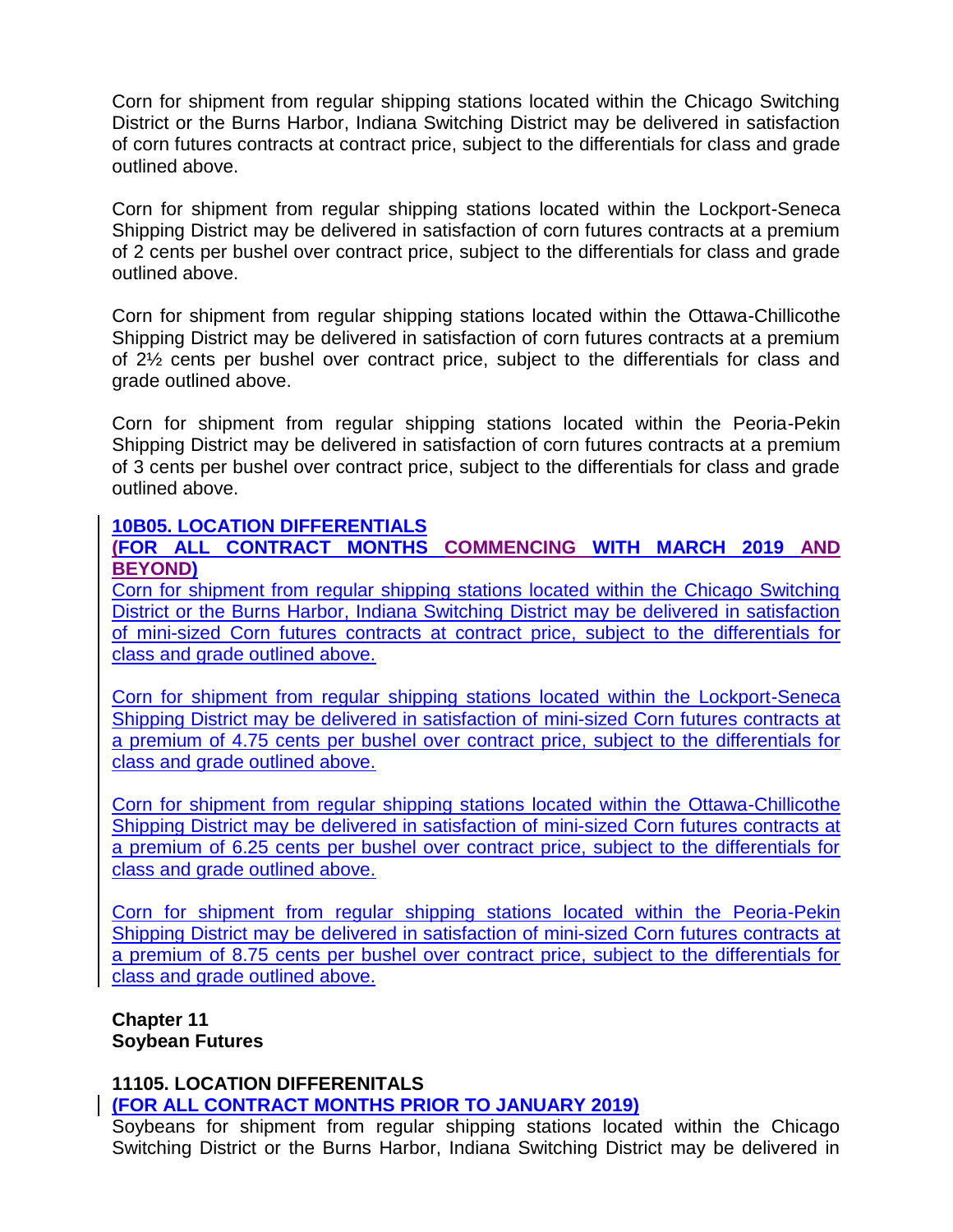Corn for shipment from regular shipping stations located within the Chicago Switching District or the Burns Harbor, Indiana Switching District may be delivered in satisfaction of corn futures contracts at contract price, subject to the differentials for class and grade outlined above.

Corn for shipment from regular shipping stations located within the Lockport-Seneca Shipping District may be delivered in satisfaction of corn futures contracts at a premium of 2 cents per bushel over contract price, subject to the differentials for class and grade outlined above.

Corn for shipment from regular shipping stations located within the Ottawa-Chillicothe Shipping District may be delivered in satisfaction of corn futures contracts at a premium of 2½ cents per bushel over contract price, subject to the differentials for class and grade outlined above.

Corn for shipment from regular shipping stations located within the Peoria-Pekin Shipping District may be delivered in satisfaction of corn futures contracts at a premium of 3 cents per bushel over contract price, subject to the differentials for class and grade outlined above.

**10B05. LOCATION DIFFERENTIALS**
**(FOR ALL CONTRACT MONTHS COMMENCING WITH MARCH 2019 AND BEYOND)**

Corn for shipment from regular shipping stations located within the Chicago Switching District or the Burns Harbor, Indiana Switching District may be delivered in satisfaction of mini-sized Corn futures contracts at contract price, subject to the differentials for class and grade outlined above.

Corn for shipment from regular shipping stations located within the Lockport-Seneca Shipping District may be delivered in satisfaction of mini-sized Corn futures contracts at a premium of 4.75 cents per bushel over contract price, subject to the differentials for class and grade outlined above.

Corn for shipment from regular shipping stations located within the Ottawa-Chillicothe Shipping District may be delivered in satisfaction of mini-sized Corn futures contracts at a premium of 6.25 cents per bushel over contract price, subject to the differentials for class and grade outlined above.

Corn for shipment from regular shipping stations located within the Peoria-Pekin Shipping District may be delivered in satisfaction of mini-sized Corn futures contracts at a premium of 8.75 cents per bushel over contract price, subject to the differentials for class and grade outlined above.

## Chapter 11
## Soybean Futures

**11105. LOCATION DIFFERENITALS**
**(FOR ALL CONTRACT MONTHS PRIOR TO JANUARY 2019)**

Soybeans for shipment from regular shipping stations located within the Chicago Switching District or the Burns Harbor, Indiana Switching District may be delivered in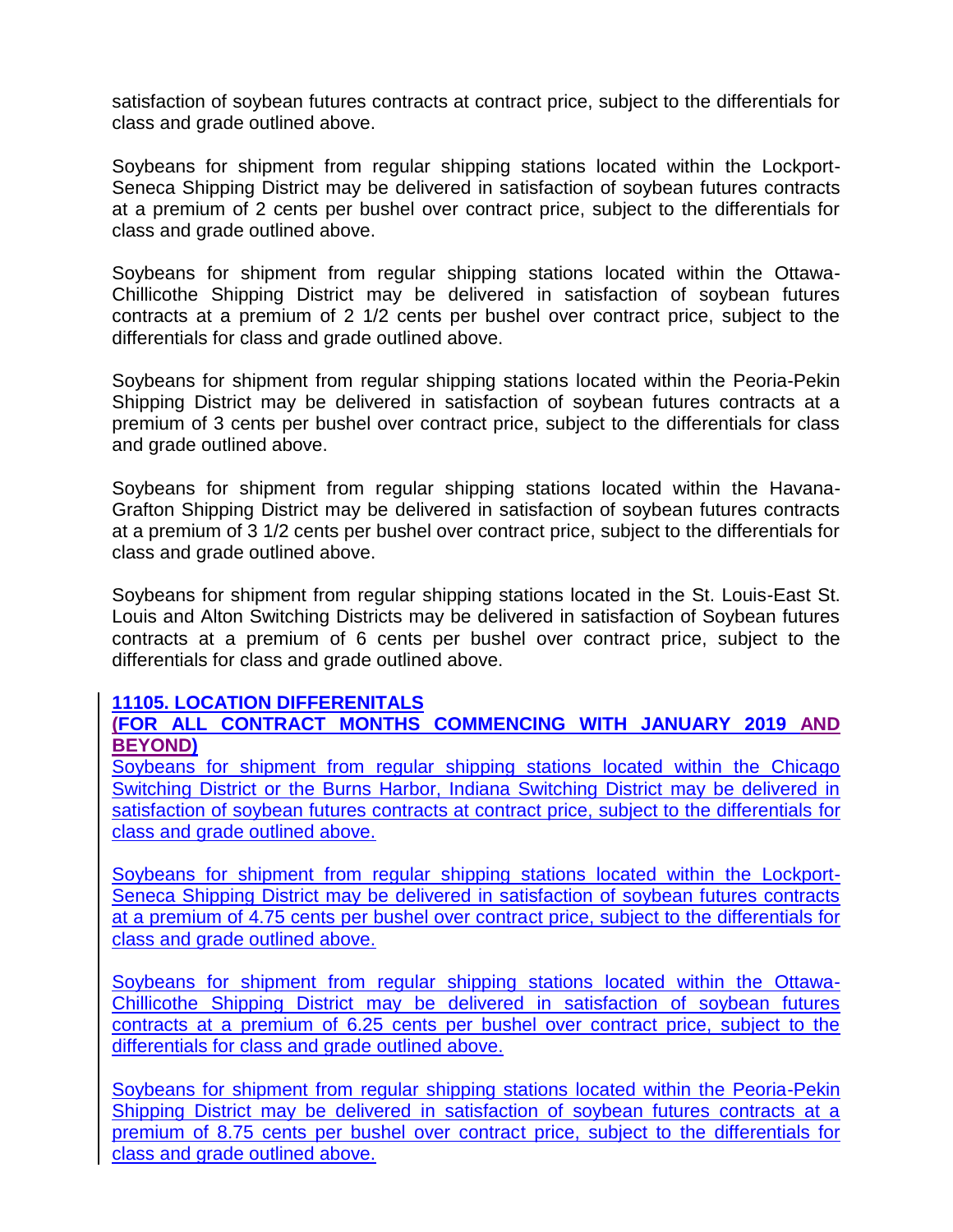satisfaction of soybean futures contracts at contract price, subject to the differentials for class and grade outlined above.

Soybeans for shipment from regular shipping stations located within the Lockport-Seneca Shipping District may be delivered in satisfaction of soybean futures contracts at a premium of 2 cents per bushel over contract price, subject to the differentials for class and grade outlined above.

Soybeans for shipment from regular shipping stations located within the Ottawa-Chillicothe Shipping District may be delivered in satisfaction of soybean futures contracts at a premium of 2 1/2 cents per bushel over contract price, subject to the differentials for class and grade outlined above.

Soybeans for shipment from regular shipping stations located within the Peoria-Pekin Shipping District may be delivered in satisfaction of soybean futures contracts at a premium of 3 cents per bushel over contract price, subject to the differentials for class and grade outlined above.

Soybeans for shipment from regular shipping stations located within the Havana-Grafton Shipping District may be delivered in satisfaction of soybean futures contracts at a premium of 3 1/2 cents per bushel over contract price, subject to the differentials for class and grade outlined above.

Soybeans for shipment from regular shipping stations located in the St. Louis-East St. Louis and Alton Switching Districts may be delivered in satisfaction of Soybean futures contracts at a premium of 6 cents per bushel over contract price, subject to the differentials for class and grade outlined above.

**11105. LOCATION DIFFERENITALS**

**(FOR ALL CONTRACT MONTHS COMMENCING WITH JANUARY 2019 AND BEYOND)**

Soybeans for shipment from regular shipping stations located within the Chicago Switching District or the Burns Harbor, Indiana Switching District may be delivered in satisfaction of soybean futures contracts at contract price, subject to the differentials for class and grade outlined above.

Soybeans for shipment from regular shipping stations located within the Lockport-Seneca Shipping District may be delivered in satisfaction of soybean futures contracts at a premium of 4.75 cents per bushel over contract price, subject to the differentials for class and grade outlined above.

Soybeans for shipment from regular shipping stations located within the Ottawa-Chillicothe Shipping District may be delivered in satisfaction of soybean futures contracts at a premium of 6.25 cents per bushel over contract price, subject to the differentials for class and grade outlined above.

Soybeans for shipment from regular shipping stations located within the Peoria-Pekin Shipping District may be delivered in satisfaction of soybean futures contracts at a premium of 8.75 cents per bushel over contract price, subject to the differentials for class and grade outlined above.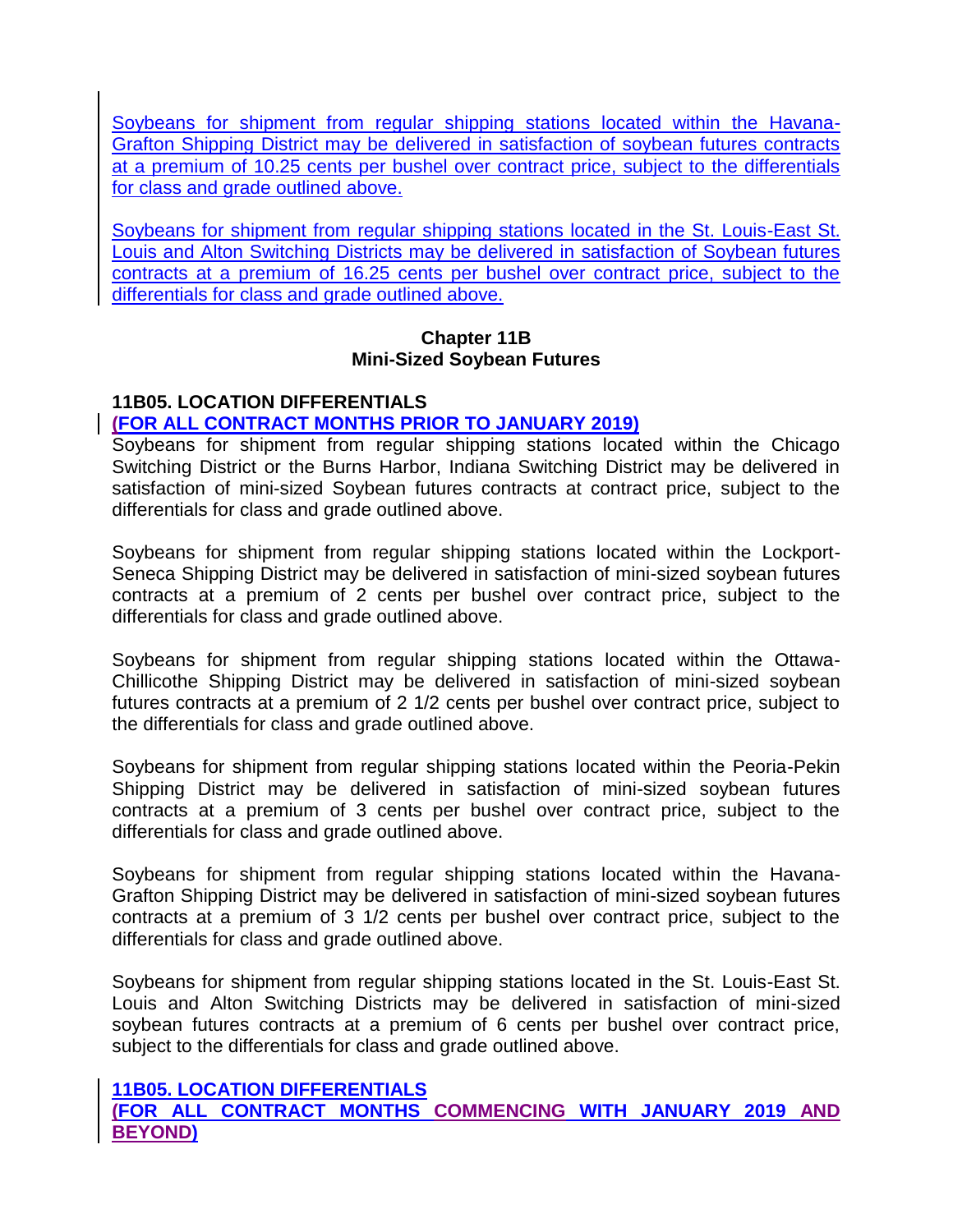Soybeans for shipment from regular shipping stations located within the Havana-Grafton Shipping District may be delivered in satisfaction of soybean futures contracts at a premium of 10.25 cents per bushel over contract price, subject to the differentials for class and grade outlined above.

Soybeans for shipment from regular shipping stations located in the St. Louis-East St. Louis and Alton Switching Districts may be delivered in satisfaction of Soybean futures contracts at a premium of 16.25 cents per bushel over contract price, subject to the differentials for class and grade outlined above.

## Chapter 11B
## Mini-Sized Soybean Futures

### 11B05. LOCATION DIFFERENTIALS
**(FOR ALL CONTRACT MONTHS PRIOR TO JANUARY 2019)**

Soybeans for shipment from regular shipping stations located within the Chicago Switching District or the Burns Harbor, Indiana Switching District may be delivered in satisfaction of mini-sized Soybean futures contracts at contract price, subject to the differentials for class and grade outlined above.

Soybeans for shipment from regular shipping stations located within the Lockport-Seneca Shipping District may be delivered in satisfaction of mini-sized soybean futures contracts at a premium of 2 cents per bushel over contract price, subject to the differentials for class and grade outlined above.

Soybeans for shipment from regular shipping stations located within the Ottawa-Chillicothe Shipping District may be delivered in satisfaction of mini-sized soybean futures contracts at a premium of 2 1/2 cents per bushel over contract price, subject to the differentials for class and grade outlined above.

Soybeans for shipment from regular shipping stations located within the Peoria-Pekin Shipping District may be delivered in satisfaction of mini-sized soybean futures contracts at a premium of 3 cents per bushel over contract price, subject to the differentials for class and grade outlined above.

Soybeans for shipment from regular shipping stations located within the Havana-Grafton Shipping District may be delivered in satisfaction of mini-sized soybean futures contracts at a premium of 3 1/2 cents per bushel over contract price, subject to the differentials for class and grade outlined above.

Soybeans for shipment from regular shipping stations located in the St. Louis-East St. Louis and Alton Switching Districts may be delivered in satisfaction of mini-sized soybean futures contracts at a premium of 6 cents per bushel over contract price, subject to the differentials for class and grade outlined above.

### 11B05. LOCATION DIFFERENTIALS
**(FOR ALL CONTRACT MONTHS COMMENCING WITH JANUARY 2019 AND BEYOND)**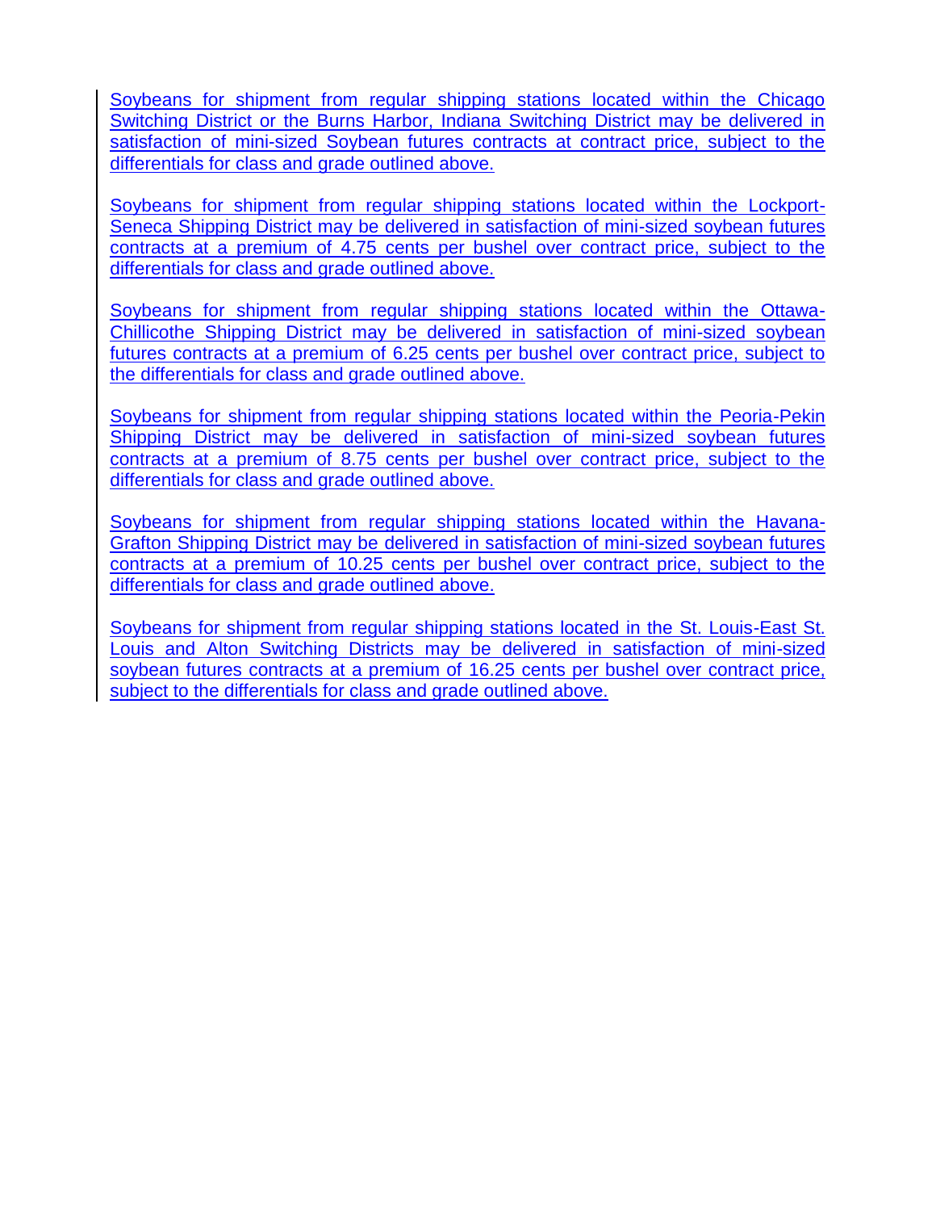Soybeans for shipment from regular shipping stations located within the Chicago Switching District or the Burns Harbor, Indiana Switching District may be delivered in satisfaction of mini-sized Soybean futures contracts at contract price, subject to the differentials for class and grade outlined above.

Soybeans for shipment from regular shipping stations located within the Lockport-Seneca Shipping District may be delivered in satisfaction of mini-sized soybean futures contracts at a premium of 4.75 cents per bushel over contract price, subject to the differentials for class and grade outlined above.

Soybeans for shipment from regular shipping stations located within the Ottawa-Chillicothe Shipping District may be delivered in satisfaction of mini-sized soybean futures contracts at a premium of 6.25 cents per bushel over contract price, subject to the differentials for class and grade outlined above.

Soybeans for shipment from regular shipping stations located within the Peoria-Pekin Shipping District may be delivered in satisfaction of mini-sized soybean futures contracts at a premium of 8.75 cents per bushel over contract price, subject to the differentials for class and grade outlined above.

Soybeans for shipment from regular shipping stations located within the Havana-Grafton Shipping District may be delivered in satisfaction of mini-sized soybean futures contracts at a premium of 10.25 cents per bushel over contract price, subject to the differentials for class and grade outlined above.

Soybeans for shipment from regular shipping stations located in the St. Louis-East St. Louis and Alton Switching Districts may be delivered in satisfaction of mini-sized soybean futures contracts at a premium of 16.25 cents per bushel over contract price, subject to the differentials for class and grade outlined above.